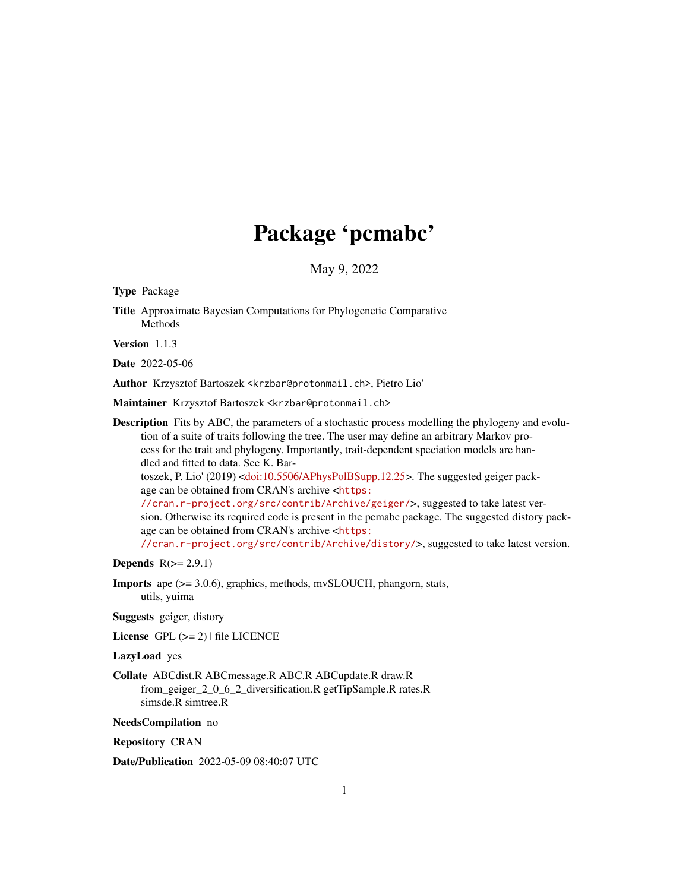# Package 'pcmabc'

May 9, 2022

**Type** Package

**Title** Approximate Bayesian Computations for Phylogenetic Comparative Methods

**Version** 1.1.3

**Date** 2022-05-06

**Author** Krzysztof Bartoszek <krzbar@protonmail.ch>, Pietro Lio'

**Maintainer** Krzysztof Bartoszek <krzbar@protonmail.ch>

**Description** Fits by ABC, the parameters of a stochastic process modelling the phylogeny and evolution of a suite of traits following the tree. The user may define an arbitrary Markov process for the trait and phylogeny. Importantly, trait-dependent speciation models are handled and fitted to data. See K. Bartoszek, P. Lio' (2019) <doi:10.5506/APhysPolBSupp.12.25>. The suggested geiger package can be obtained from CRAN's archive <https://cran.r-project.org/src/contrib/Archive/geiger/>, suggested to take latest version. Otherwise its required code is present in the pcmabc package. The suggested distory package can be obtained from CRAN's archive <https://cran.r-project.org/src/contrib/Archive/distory/>, suggested to take latest version.

**Depends** R(>= 2.9.1)

**Imports** ape (>= 3.0.6), graphics, methods, mvSLOUCH, phangorn, stats, utils, yuima

**Suggests** geiger, distory

**License** GPL (>= 2) | file LICENCE

**LazyLoad** yes

**Collate** ABCdist.R ABCmessage.R ABC.R ABCupdate.R draw.R from_geiger_2_0_6_2_diversification.R getTipSample.R rates.R simsde.R simtree.R

**NeedsCompilation** no

**Repository** CRAN

**Date/Publication** 2022-05-09 08:40:07 UTC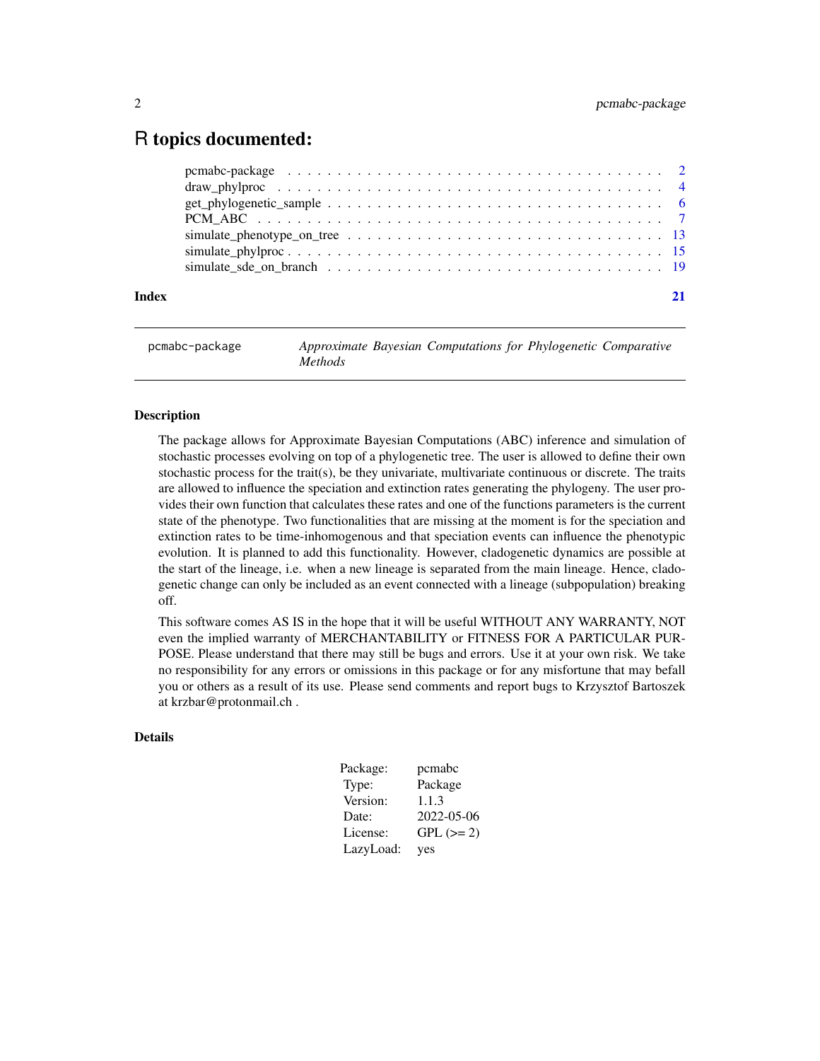# R topics documented:

- pcmabc-package . . . . . . . . . . . . . . . . . . . . . . . . . . . . . . . . . . . . 2
- draw_phylproc . . . . . . . . . . . . . . . . . . . . . . . . . . . . . . . . . . . . 4
- get_phylogenetic_sample . . . . . . . . . . . . . . . . . . . . . . . . . . . . . . 6
- PCM_ABC . . . . . . . . . . . . . . . . . . . . . . . . . . . . . . . . . . . . . . 7
- simulate_phenotype_on_tree . . . . . . . . . . . . . . . . . . . . . . . . . . . . 13
- simulate_phylproc . . . . . . . . . . . . . . . . . . . . . . . . . . . . . . . . . 15
- simulate_sde_on_branch . . . . . . . . . . . . . . . . . . . . . . . . . . . . . . 19

**Index** **21**

---

pcmabc-package — *Approximate Bayesian Computations for Phylogenetic Comparative Methods*

---

### Description

The package allows for Approximate Bayesian Computations (ABC) inference and simulation of stochastic processes evolving on top of a phylogenetic tree. The user is allowed to define their own stochastic process for the trait(s), be they univariate, multivariate continuous or discrete. The traits are allowed to influence the speciation and extinction rates generating the phylogeny. The user provides their own function that calculates these rates and one of the functions parameters is the current state of the phenotype. Two functionalities that are missing at the moment is for the speciation and extinction rates to be time-inhomogenous and that speciation events can influence the phenotypic evolution. It is planned to add this functionality. However, cladogenetic dynamics are possible at the start of the lineage, i.e. when a new lineage is separated from the main lineage. Hence, cladogenetic change can only be included as an event connected with a lineage (subpopulation) breaking off.

This software comes AS IS in the hope that it will be useful WITHOUT ANY WARRANTY, NOT even the implied warranty of MERCHANTABILITY or FITNESS FOR A PARTICULAR PURPOSE. Please understand that there may still be bugs and errors. Use it at your own risk. We take no responsibility for any errors or omissions in this package or for any misfortune that may befall you or others as a result of its use. Please send comments and report bugs to Krzysztof Bartoszek at krzbar@protonmail.ch .

### Details

| | |
|---|---|
| Package: | pcmabc |
| Type: | Package |
| Version: | 1.1.3 |
| Date: | 2022-05-06 |
| License: | GPL (>= 2) |
| LazyLoad: | yes |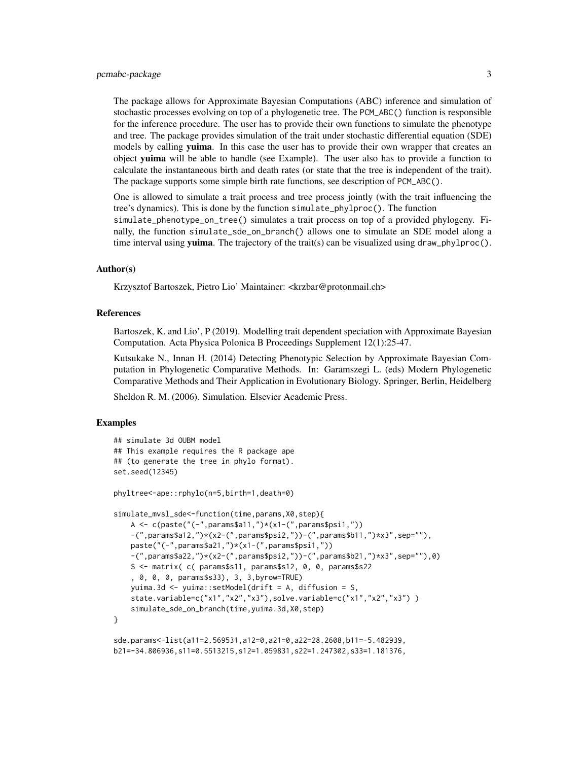The package allows for Approximate Bayesian Computations (ABC) inference and simulation of stochastic processes evolving on top of a phylogenetic tree. The `PCM_ABC()` function is responsible for the inference procedure. The user has to provide their own functions to simulate the phenotype and tree. The package provides simulation of the trait under stochastic differential equation (SDE) models by calling **yuima**. In this case the user has to provide their own wrapper that creates an object **yuima** will be able to handle (see Example). The user also has to provide a function to calculate the instantaneous birth and death rates (or state that the tree is independent of the trait). The package supports some simple birth rate functions, see description of `PCM_ABC()`.

One is allowed to simulate a trait process and tree process jointly (with the trait influencing the tree's dynamics). This is done by the function `simulate_phylproc()`. The function `simulate_phenotype_on_tree()` simulates a trait process on top of a provided phylogeny. Finally, the function `simulate_sde_on_branch()` allows one to simulate an SDE model along a time interval using **yuima**. The trajectory of the trait(s) can be visualized using `draw_phylproc()`.

### Author(s)

Krzysztof Bartoszek, Pietro Lio' Maintainer: <krzbar@protonmail.ch>

### References

Bartoszek, K. and Lio', P (2019). Modelling trait dependent speciation with Approximate Bayesian Computation. Acta Physica Polonica B Proceedings Supplement 12(1):25-47.

Kutsukake N., Innan H. (2014) Detecting Phenotypic Selection by Approximate Bayesian Computation in Phylogenetic Comparative Methods. In: Garamszegi L. (eds) Modern Phylogenetic Comparative Methods and Their Application in Evolutionary Biology. Springer, Berlin, Heidelberg

Sheldon R. M. (2006). Simulation. Elsevier Academic Press.

### Examples

```
## simulate 3d OUBM model
## This example requires the R package ape
## (to generate the tree in phylo format).
set.seed(12345)

phyltree<-ape::rphylo(n=5,birth=1,death=0)

simulate_mvsl_sde<-function(time,params,X0,step){
    A <- c(paste("(-",params$a11,")*(x1-(",params$psi1,"))
    -(",params$a12,")*(x2-(",params$psi2,"))-(",params$b11,")*x3",sep=""),
    paste("(-",params$a21,")*(x1-(",params$psi1,"))
    -(",params$a22,")*(x2-(",params$psi2,"))-(",params$b21,")*x3",sep=""),0)
    S <- matrix( c( params$s11, params$s12, 0, 0, params$s22
    , 0, 0, 0, params$s33), 3, 3,byrow=TRUE)
    yuima.3d <- yuima::setModel(drift = A, diffusion = S,
    state.variable=c("x1","x2","x3"),solve.variable=c("x1","x2","x3") )
    simulate_sde_on_branch(time,yuima.3d,X0,step)
}

sde.params<-list(a11=2.569531,a12=0,a21=0,a22=28.2608,b11=-5.482939,
b21=-34.806936,s11=0.5513215,s12=1.059831,s22=1.247302,s33=1.181376,
```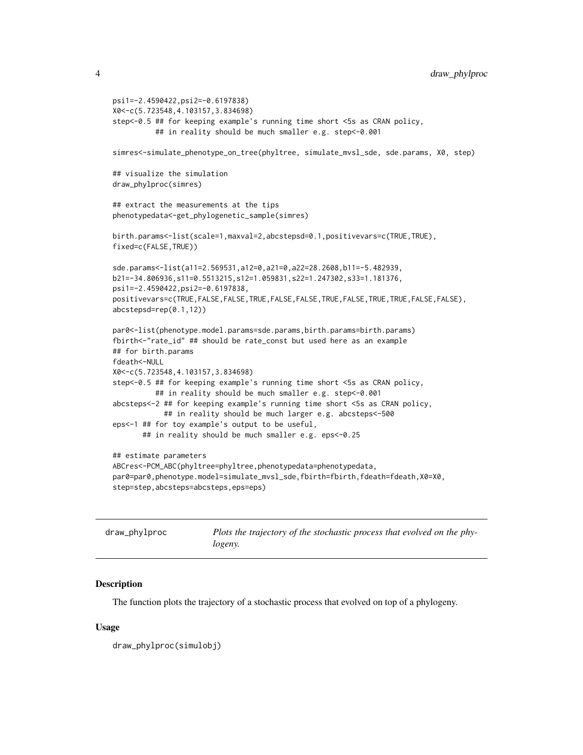```
psi1=-2.4590422,psi2=-0.6197838)
X0<-c(5.723548,4.103157,3.834698)
step<-0.5 ## for keeping example's running time short <5s as CRAN policy,
          ## in reality should be much smaller e.g. step<-0.001

simres<-simulate_phenotype_on_tree(phyltree, simulate_mvsl_sde, sde.params, X0, step)

## visualize the simulation
draw_phylproc(simres)

## extract the measurements at the tips
phenotypedata<-get_phylogenetic_sample(simres)

birth.params<-list(scale=1,maxval=2,abcstepsd=0.1,positivevars=c(TRUE,TRUE),
fixed=c(FALSE,TRUE))

sde.params<-list(a11=2.569531,a12=0,a21=0,a22=28.2608,b11=-5.482939,
b21=-34.806936,s11=0.5513215,s12=1.059831,s22=1.247302,s33=1.181376,
psi1=-2.4590422,psi2=-0.6197838,
positivevars=c(TRUE,FALSE,FALSE,TRUE,FALSE,FALSE,TRUE,FALSE,TRUE,TRUE,FALSE,FALSE),
abcstepsd=rep(0.1,12))

par0<-list(phenotype.model.params=sde.params,birth.params=birth.params)
fbirth<-"rate_id" ## should be rate_const but used here as an example
## for birth.params
fdeath<-NULL
X0<-c(5.723548,4.103157,3.834698)
step<-0.5 ## for keeping example's running time short <5s as CRAN policy,
          ## in reality should be much smaller e.g. step<-0.001
abcsteps<-2 ## for keeping example's running time short <5s as CRAN policy,
            ## in reality should be much larger e.g. abcsteps<-500
eps<-1 ## for toy example's output to be useful,
       ## in reality should be much smaller e.g. eps<-0.25

## estimate parameters
ABCres<-PCM_ABC(phyltree=phyltree,phenotypedata=phenotypedata,
par0=par0,phenotype.model=simulate_mvsl_sde,fbirth=fbirth,fdeath=fdeath,X0=X0,
step=step,abcsteps=abcsteps,eps=eps)
```

## draw_phylproc — *Plots the trajectory of the stochastic process that evolved on the phylogeny.*

### Description

The function plots the trajectory of a stochastic process that evolved on top of a phylogeny.

### Usage

```
draw_phylproc(simulobj)
```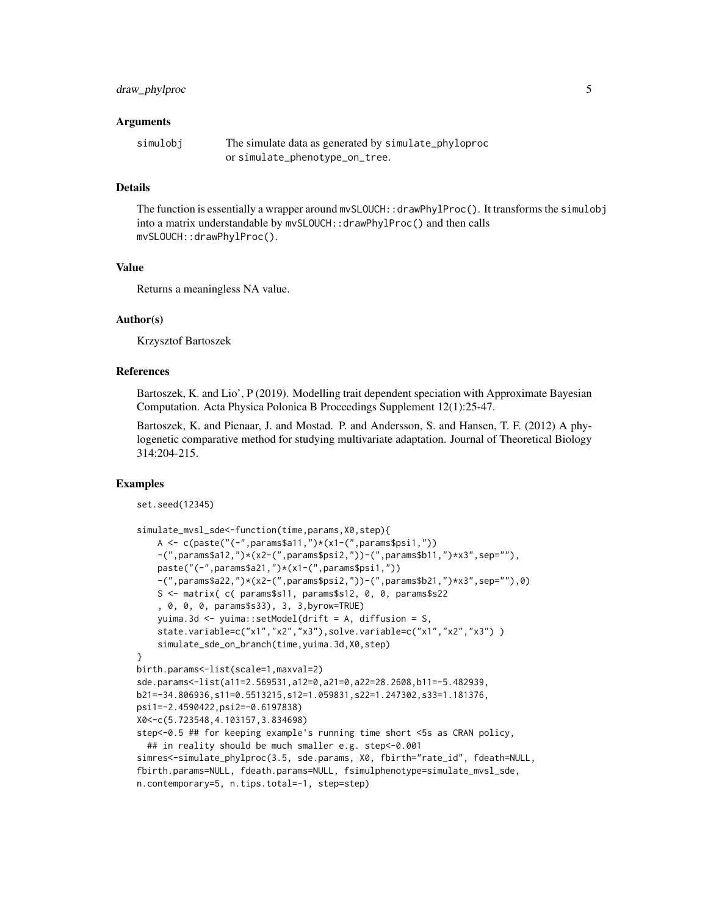### Arguments

simulobj The simulate data as generated by `simulate_phyloproc` or `simulate_phenotype_on_tree`.

### Details

The function is essentially a wrapper around `mvSLOUCH::drawPhylProc()`. It transforms the `simulobj` into a matrix understandable by `mvSLOUCH::drawPhylProc()` and then calls `mvSLOUCH::drawPhylProc()`.

### Value

Returns a meaningless NA value.

### Author(s)

Krzysztof Bartoszek

### References

Bartoszek, K. and Lio', P (2019). Modelling trait dependent speciation with Approximate Bayesian Computation. Acta Physica Polonica B Proceedings Supplement 12(1):25-47.

Bartoszek, K. and Pienaar, J. and Mostad. P. and Andersson, S. and Hansen, T. F. (2012) A phylogenetic comparative method for studying multivariate adaptation. Journal of Theoretical Biology 314:204-215.

### Examples

```
set.seed(12345)

simulate_mvsl_sde<-function(time,params,X0,step){
    A <- c(paste("(-",params$a11,")*(x1-(",params$psi1,"))
    -(",params$a12,")*(x2-(",params$psi2,"))-(",params$b11,")*x3",sep=""),
    paste("(-",params$a21,")*(x1-(",params$psi1,"))
    -(",params$a22,")*(x2-(",params$psi2,"))-(",params$b21,")*x3",sep=""),0)
    S <- matrix( c( params$s11, params$s12, 0, 0, params$s22
    , 0, 0, 0, params$s33), 3, 3,byrow=TRUE)
    yuima.3d <- yuima::setModel(drift = A, diffusion = S,
    state.variable=c("x1","x2","x3"),solve.variable=c("x1","x2","x3") )
    simulate_sde_on_branch(time,yuima.3d,X0,step)
}
birth.params<-list(scale=1,maxval=2)
sde.params<-list(a11=2.569531,a12=0,a21=0,a22=28.2608,b11=-5.482939,
b21=-34.806936,s11=0.5513215,s12=1.059831,s22=1.247302,s33=1.181376,
psi1=-2.4590422,psi2=-0.6197838)
X0<-c(5.723548,4.103157,3.834698)
step<-0.5 ## for keeping example's running time short <5s as CRAN policy,
  ## in reality should be much smaller e.g. step<-0.001
simres<-simulate_phylproc(3.5, sde.params, X0, fbirth="rate_id", fdeath=NULL,
fbirth.params=NULL, fdeath.params=NULL, fsimulphenotype=simulate_mvsl_sde,
n.contemporary=5, n.tips.total=-1, step=step)
```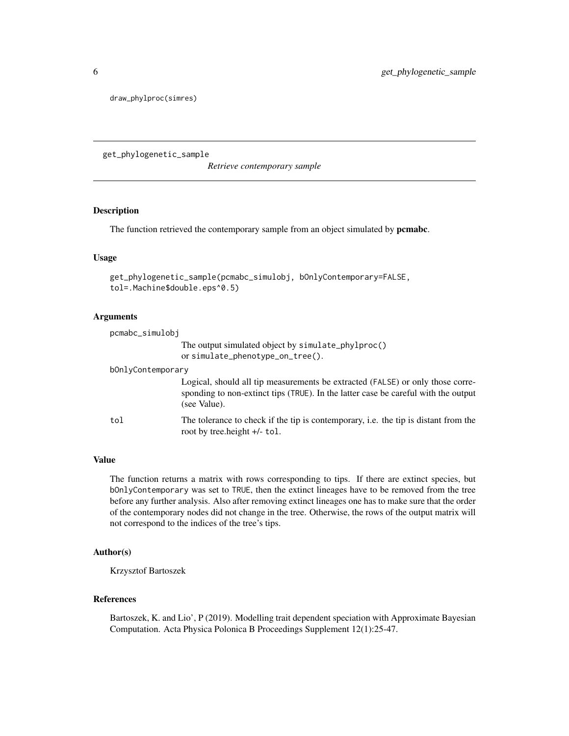```
draw_phylproc(simres)
```

---

## get_phylogenetic_sample — *Retrieve contemporary sample*

### Description

The function retrieved the contemporary sample from an object simulated by **pcmabc**.

### Usage

```
get_phylogenetic_sample(pcmabc_simulobj, bOnlyContemporary=FALSE,
tol=.Machine$double.eps^0.5)
```

### Arguments

| | |
|---|---|
| `pcmabc_simulobj` | The output simulated object by `simulate_phylproc()` or `simulate_phenotype_on_tree()`. |
| `bOnlyContemporary` | Logical, should all tip measurements be extracted (`FALSE`) or only those corresponding to non-extinct tips (`TRUE`). In the latter case be careful with the output (see Value). |
| `tol` | The tolerance to check if the tip is contemporary, i.e. the tip is distant from the root by tree.height +/- `tol`. |

### Value

The function returns a matrix with rows corresponding to tips. If there are extinct species, but `bOnlyContemporary` was set to `TRUE`, then the extinct lineages have to be removed from the tree before any further analysis. Also after removing extinct lineages one has to make sure that the order of the contemporary nodes did not change in the tree. Otherwise, the rows of the output matrix will not correspond to the indices of the tree's tips.

### Author(s)

Krzysztof Bartoszek

### References

Bartoszek, K. and Lio', P (2019). Modelling trait dependent speciation with Approximate Bayesian Computation. Acta Physica Polonica B Proceedings Supplement 12(1):25-47.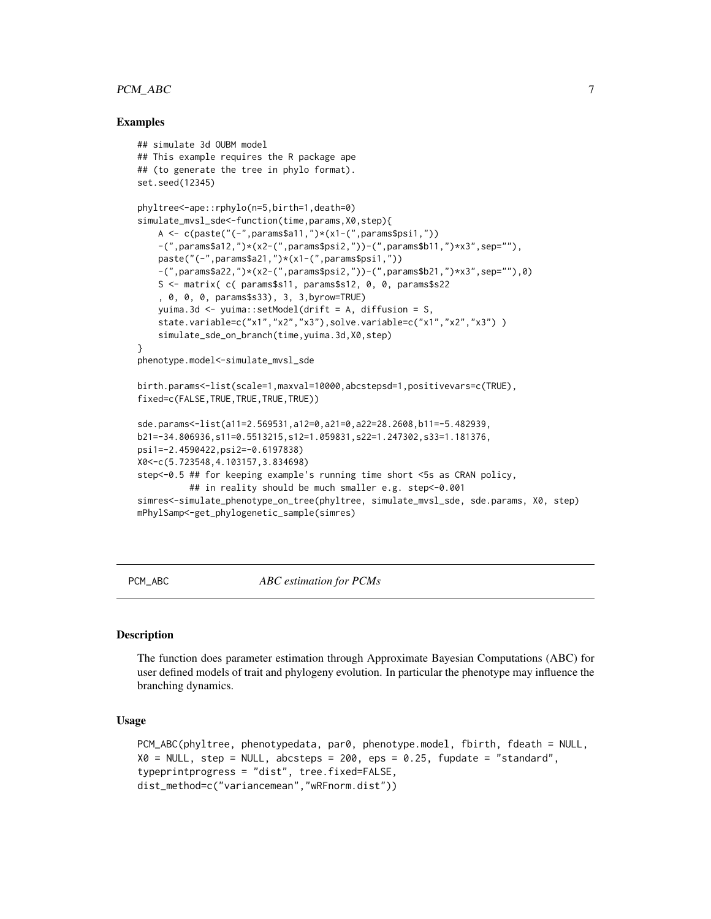### Examples

```
## simulate 3d OUBM model
## This example requires the R package ape
## (to generate the tree in phylo format).
set.seed(12345)

phyltree<-ape::rphylo(n=5,birth=1,death=0)
simulate_mvsl_sde<-function(time,params,X0,step){
    A <- c(paste("(-",params$a11,")*(x1-(",params$psi1,"))
    -(",params$a12,")*(x2-(",params$psi2,"))-(",params$b11,")*x3",sep=""),
    paste("(-",params$a21,")*(x1-(",params$psi1,"))
    -(",params$a22,")*(x2-(",params$psi2,"))-(",params$b21,")*x3",sep=""),0)
    S <- matrix( c( params$s11, params$s12, 0, 0, params$s22
    , 0, 0, 0, params$s33), 3, 3,byrow=TRUE)
    yuima.3d <- yuima::setModel(drift = A, diffusion = S,
    state.variable=c("x1","x2","x3"),solve.variable=c("x1","x2","x3") )
    simulate_sde_on_branch(time,yuima.3d,X0,step)
}
phenotype.model<-simulate_mvsl_sde

birth.params<-list(scale=1,maxval=10000,abcstepsd=1,positivevars=c(TRUE),
fixed=c(FALSE,TRUE,TRUE,TRUE,TRUE))

sde.params<-list(a11=2.569531,a12=0,a21=0,a22=28.2608,b11=-5.482939,
b21=-34.806936,s11=0.5513215,s12=1.059831,s22=1.247302,s33=1.181376,
psi1=-2.4590422,psi2=-0.6197838)
X0<-c(5.723548,4.103157,3.834698)
step<-0.5 ## for keeping example's running time short <5s as CRAN policy,
        ## in reality should be much smaller e.g. step<-0.001
simres<-simulate_phenotype_on_tree(phyltree, simulate_mvsl_sde, sde.params, X0, step)
mPhylSamp<-get_phylogenetic_sample(simres)
```

---

PCM_ABC &nbsp;&nbsp;&nbsp;&nbsp;&nbsp;&nbsp;&nbsp;&nbsp; *ABC estimation for PCMs*

---

### Description

The function does parameter estimation through Approximate Bayesian Computations (ABC) for user defined models of trait and phylogeny evolution. In particular the phenotype may influence the branching dynamics.

### Usage

```
PCM_ABC(phyltree, phenotypedata, par0, phenotype.model, fbirth, fdeath = NULL,
X0 = NULL, step = NULL, abcsteps = 200, eps = 0.25, fupdate = "standard",
typeprintprogress = "dist", tree.fixed=FALSE,
dist_method=c("variancemean","wRFnorm.dist"))
```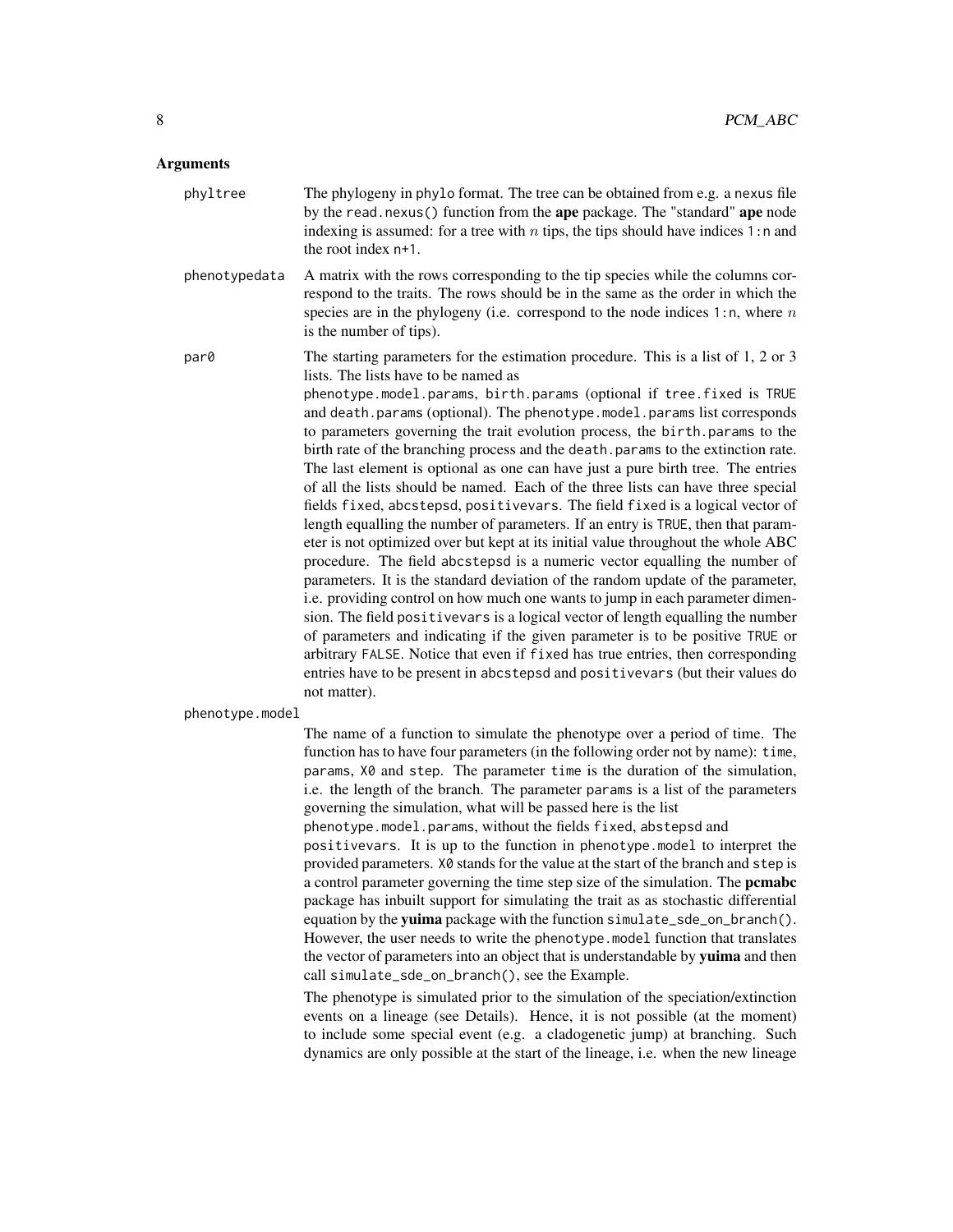## Arguments

**phyltree** The phylogeny in phylo format. The tree can be obtained from e.g. a nexus file by the read.nexus() function from the **ape** package. The "standard" **ape** node indexing is assumed: for a tree with $n$ tips, the tips should have indices 1:n and the root index n+1.

**phenotypedata** A matrix with the rows corresponding to the tip species while the columns correspond to the traits. The rows should be in the same as the order in which the species are in the phylogeny (i.e. correspond to the node indices 1:n, where $n$ is the number of tips).

**par0** The starting parameters for the estimation procedure. This is a list of 1, 2 or 3 lists. The lists have to be named as phenotype.model.params, birth.params (optional if tree.fixed is TRUE and death.params (optional). The phenotype.model.params list corresponds to parameters governing the trait evolution process, the birth.params to the birth rate of the branching process and the death.params to the extinction rate. The last element is optional as one can have just a pure birth tree. The entries of all the lists should be named. Each of the three lists can have three special fields fixed, abcstepsd, positivevars. The field fixed is a logical vector of length equalling the number of parameters. If an entry is TRUE, then that parameter is not optimized over but kept at its initial value throughout the whole ABC procedure. The field abcstepsd is a numeric vector equalling the number of parameters. It is the standard deviation of the random update of the parameter, i.e. providing control on how much one wants to jump in each parameter dimension. The field positivevars is a logical vector of length equalling the number of parameters and indicating if the given parameter is to be positive TRUE or arbitrary FALSE. Notice that even if fixed has true entries, then corresponding entries have to be present in abcstepsd and positivevars (but their values do not matter).

**phenotype.model** The name of a function to simulate the phenotype over a period of time. The function has to have four parameters (in the following order not by name): time, params, X0 and step. The parameter time is the duration of the simulation, i.e. the length of the branch. The parameter params is a list of the parameters governing the simulation, what will be passed here is the list phenotype.model.params, without the fields fixed, abstepsd and positivevars. It is up to the function in phenotype.model to interpret the provided parameters. X0 stands for the value at the start of the branch and step is a control parameter governing the time step size of the simulation. The **pcmabc** package has inbuilt support for simulating the trait as as stochastic differential equation by the **yuima** package with the function simulate_sde_on_branch(). However, the user needs to write the phenotype.model function that translates the vector of parameters into an object that is understandable by **yuima** and then call simulate_sde_on_branch(), see the Example.

The phenotype is simulated prior to the simulation of the speciation/extinction events on a lineage (see Details). Hence, it is not possible (at the moment) to include some special event (e.g. a cladogenetic jump) at branching. Such dynamics are only possible at the start of the lineage, i.e. when the new lineage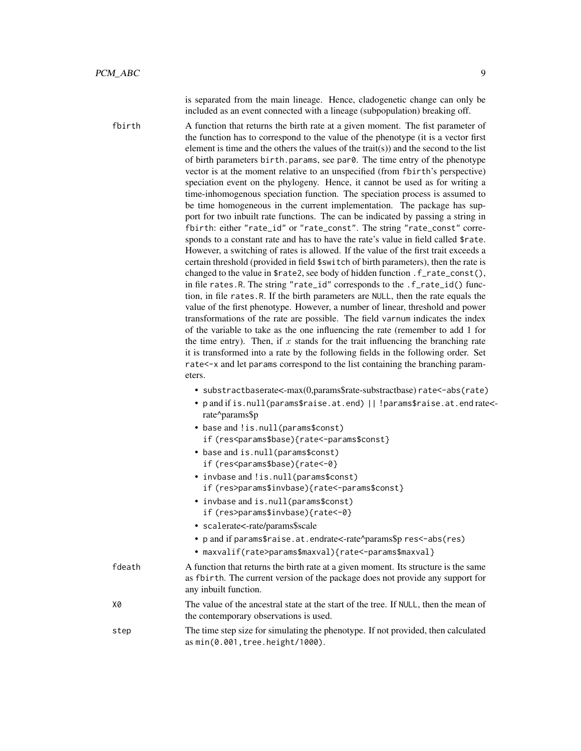is separated from the main lineage. Hence, cladogenetic change can only be included as an event connected with a lineage (subpopulation) breaking off.

`fbirth` A function that returns the birth rate at a given moment. The fist parameter of the function has to correspond to the value of the phenotype (it is a vector first element is time and the others the values of the trait(s)) and the second to the list of birth parameters `birth.params`, see `par0`. The time entry of the phenotype vector is at the moment relative to an unspecified (from `fbirth`'s perspective) speciation event on the phylogeny. Hence, it cannot be used as for writing a time-inhomogenous speciation function. The speciation process is assumed to be time homogeneous in the current implementation. The package has support for two inbuilt rate functions. The can be indicated by passing a string in `fbirth`: either `"rate_id"` or `"rate_const"`. The string `"rate_const"` corresponds to a constant rate and has to have the rate's value in field called `$rate`. However, a switching of rates is allowed. If the value of the first trait exceeds a certain threshold (provided in field `$switch` of birth parameters), then the rate is changed to the value in `$rate2`, see body of hidden function `.f_rate_const()`, in file `rates.R`. The string `"rate_id"` corresponds to the `.f_rate_id()` function, in file `rates.R`. If the birth parameters are `NULL`, then the rate equals the value of the first phenotype. However, a number of linear, threshold and power transformations of the rate are possible. The field `varnum` indicates the index of the variable to take as the one influencing the rate (remember to add 1 for the time entry). Then, if $x$ stands for the trait influencing the branching rate it is transformed into a rate by the following fields in the following order. Set `rate<-x` and let `params` correspond to the list containing the branching parameters.

- `substractbase`rate<-max(0,params$rate-substractbase) `rate<-abs(rate)`
- `p` and if `is.null(params$raise.at.end) || !params$raise.at.end` rate<-rate^params$p
- `base` and `!is.null(params$const)` `if (res<params$base){rate<-params$const}`
- `base` and `is.null(params$const)` `if (res<params$base){rate<-0}`
- `invbase` and `!is.null(params$const)` `if (res>params$invbase){rate<-params$const}`
- `invbase` and `is.null(params$const)` `if (res>params$invbase){rate<-0}`
- `scale`rate<-rate/params$scale
- `p` and if `params$raise.at.end`rate<-rate^params$p `res<-abs(res)`
- `maxval`if(rate>params$maxval){rate<-params$maxval}

`fdeath` A function that returns the birth rate at a given moment. Its structure is the same as `fbirth`. The current version of the package does not provide any support for any inbuilt function.

`X0` The value of the ancestral state at the start of the tree. If `NULL`, then the mean of the contemporary observations is used.

`step` The time step size for simulating the phenotype. If not provided, then calculated as `min(0.001,tree.height/1000)`.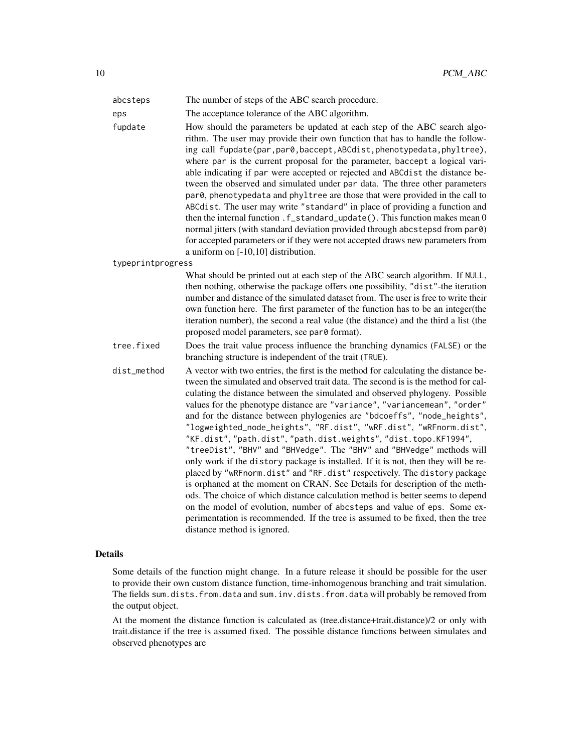abcsteps
: The number of steps of the ABC search procedure.

eps
: The acceptance tolerance of the ABC algorithm.

fupdate
: How should the parameters be updated at each step of the ABC search algorithm. The user may provide their own function that has to handle the following call `fupdate(par,par0,baccept,ABCdist,phenotypedata,phyltree)`, where `par` is the current proposal for the parameter, `baccept` a logical variable indicating if `par` were accepted or rejected and `ABCdist` the distance between the observed and simulated under `par` data. The three other parameters `par0`, `phenotypedata` and `phyltree` are those that were provided in the call to `ABCdist`. The user may write `"standard"` in place of providing a function and then the internal function `.f_standard_update()`. This function makes mean 0 normal jitters (with standard deviation provided through `abcstepsd` from `par0`) for accepted parameters or if they were not accepted draws new parameters from a uniform on [-10,10] distribution.

typeprintprogress
: What should be printed out at each step of the ABC search algorithm. If `NULL`, then nothing, otherwise the package offers one possibility, `"dist"`-the iteration number and distance of the simulated dataset from. The user is free to write their own function here. The first parameter of the function has to be an integer(the iteration number), the second a real value (the distance) and the third a list (the proposed model parameters, see `par0` format).

tree.fixed
: Does the trait value process influence the branching dynamics (`FALSE`) or the branching structure is independent of the trait (`TRUE`).

dist_method
: A vector with two entries, the first is the method for calculating the distance between the simulated and observed trait data. The second is is the method for calculating the distance between the simulated and observed phylogeny. Possible values for the phenotype distance are `"variance"`, `"variancemean"`, `"order"` and for the distance between phylogenies are `"bdcoeffs"`, `"node_heights"`, `"logweighted_node_heights"`, `"RF.dist"`, `"wRF.dist"`, `"wRFnorm.dist"`, `"KF.dist"`, `"path.dist"`, `"path.dist.weights"`, `"dist.topo.KF1994"`, `"treeDist"`, `"BHV"` and `"BHVedge"`. The `"BHV"` and `"BHVedge"` methods will only work if the `distory` package is installed. If it is not, then they will be replaced by `"wRFnorm.dist"` and `"RF.dist"` respectively. The `distory` package is orphaned at the moment on CRAN. See Details for description of the methods. The choice of which distance calculation method is better seems to depend on the model of evolution, number of `abcsteps` and value of `eps`. Some experimentation is recommended. If the tree is assumed to be fixed, then the tree distance method is ignored.

## Details

Some details of the function might change. In a future release it should be possible for the user to provide their own custom distance function, time-inhomogenous branching and trait simulation. The fields `sum.dists.from.data` and `sum.inv.dists.from.data` will probably be removed from the output object.

At the moment the distance function is calculated as (tree.distance+trait.distance)/2 or only with trait.distance if the tree is assumed fixed. The possible distance functions between simulates and observed phenotypes are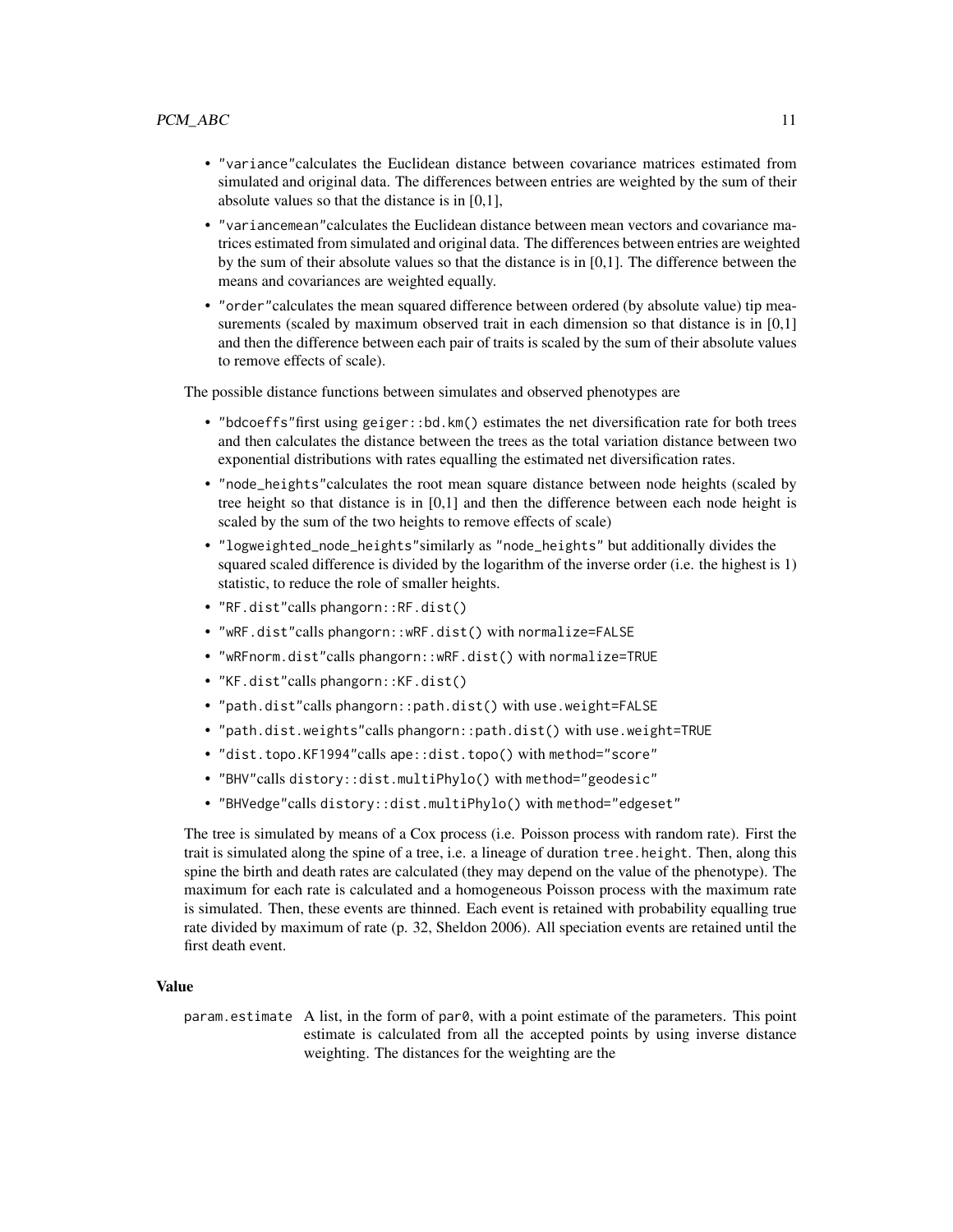- "variance"calculates the Euclidean distance between covariance matrices estimated from simulated and original data. The differences between entries are weighted by the sum of their absolute values so that the distance is in [0,1],
- "variancemean"calculates the Euclidean distance between mean vectors and covariance matrices estimated from simulated and original data. The differences between entries are weighted by the sum of their absolute values so that the distance is in [0,1]. The difference between the means and covariances are weighted equally.
- "order"calculates the mean squared difference between ordered (by absolute value) tip measurements (scaled by maximum observed trait in each dimension so that distance is in [0,1] and then the difference between each pair of traits is scaled by the sum of their absolute values to remove effects of scale).

The possible distance functions between simulates and observed phenotypes are

- "bdcoeffs"first using `geiger::bd.km()` estimates the net diversification rate for both trees and then calculates the distance between the trees as the total variation distance between two exponential distributions with rates equalling the estimated net diversification rates.
- "node_heights"calculates the root mean square distance between node heights (scaled by tree height so that distance is in [0,1] and then the difference between each node height is scaled by the sum of the two heights to remove effects of scale)
- "logweighted_node_heights"similarly as "node_heights" but additionally divides the squared scaled difference is divided by the logarithm of the inverse order (i.e. the highest is 1) statistic, to reduce the role of smaller heights.
- "RF.dist"calls `phangorn::RF.dist()`
- "wRF.dist"calls `phangorn::wRF.dist()` with `normalize=FALSE`
- "wRFnorm.dist"calls `phangorn::wRF.dist()` with `normalize=TRUE`
- "KF.dist"calls `phangorn::KF.dist()`
- "path.dist"calls `phangorn::path.dist()` with `use.weight=FALSE`
- "path.dist.weights"calls `phangorn::path.dist()` with `use.weight=TRUE`
- "dist.topo.KF1994"calls `ape::dist.topo()` with `method="score"`
- "BHV"calls `distory::dist.multiPhylo()` with `method="geodesic"`
- "BHVedge"calls `distory::dist.multiPhylo()` with `method="edgeset"`

The tree is simulated by means of a Cox process (i.e. Poisson process with random rate). First the trait is simulated along the spine of a tree, i.e. a lineage of duration `tree.height`. Then, along this spine the birth and death rates are calculated (they may depend on the value of the phenotype). The maximum for each rate is calculated and a homogeneous Poisson process with the maximum rate is simulated. Then, these events are thinned. Each event is retained with probability equalling true rate divided by maximum of rate (p. 32, Sheldon 2006). All speciation events are retained until the first death event.

### Value

`param.estimate` A list, in the form of `par0`, with a point estimate of the parameters. This point estimate is calculated from all the accepted points by using inverse distance weighting. The distances for the weighting are the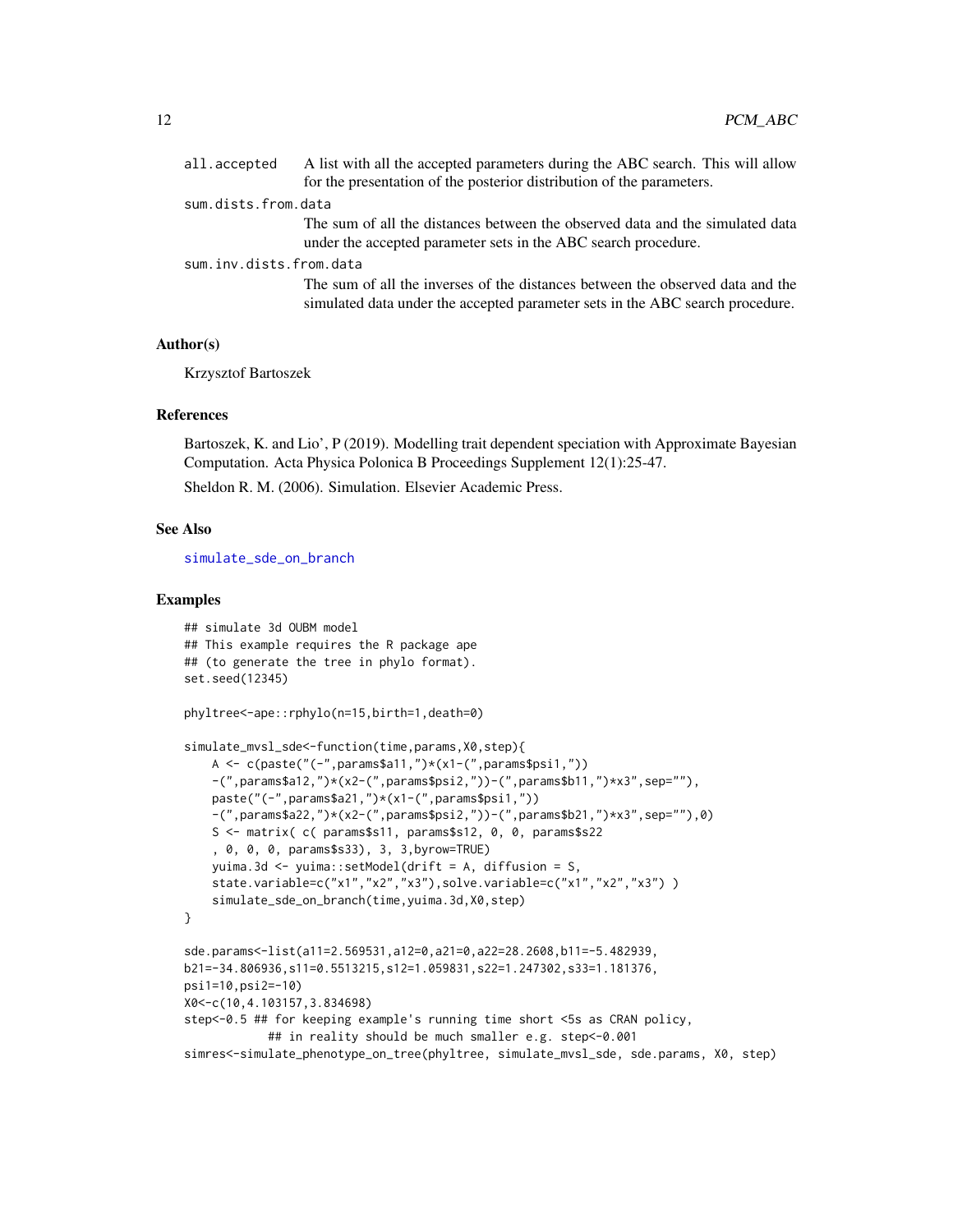all.accepted
: A list with all the accepted parameters during the ABC search. This will allow for the presentation of the posterior distribution of the parameters.

sum.dists.from.data
: The sum of all the distances between the observed data and the simulated data under the accepted parameter sets in the ABC search procedure.

sum.inv.dists.from.data
: The sum of all the inverses of the distances between the observed data and the simulated data under the accepted parameter sets in the ABC search procedure.

### Author(s)

Krzysztof Bartoszek

### References

Bartoszek, K. and Lio', P (2019). Modelling trait dependent speciation with Approximate Bayesian Computation. Acta Physica Polonica B Proceedings Supplement 12(1):25-47.

Sheldon R. M. (2006). Simulation. Elsevier Academic Press.

### See Also

simulate_sde_on_branch

### Examples

```
## simulate 3d OUBM model
## This example requires the R package ape
## (to generate the tree in phylo format).
set.seed(12345)

phyltree<-ape::rphylo(n=15,birth=1,death=0)

simulate_mvsl_sde<-function(time,params,X0,step){
    A <- c(paste("(-",params$a11,")*(x1-(",params$psi1,"))
    -(",params$a12,")*(x2-(",params$psi2,"))-(",params$b11,")*x3",sep=""),
    paste("(-",params$a21,")*(x1-(",params$psi1,"))
    -(",params$a22,")*(x2-(",params$psi2,"))-(",params$b21,")*x3",sep=""),0)
    S <- matrix( c( params$s11, params$s12, 0, 0, params$s22
    , 0, 0, 0, params$s33), 3, 3,byrow=TRUE)
    yuima.3d <- yuima::setModel(drift = A, diffusion = S,
    state.variable=c("x1","x2","x3"),solve.variable=c("x1","x2","x3") )
    simulate_sde_on_branch(time,yuima.3d,X0,step)
}

sde.params<-list(a11=2.569531,a12=0,a21=0,a22=28.2608,b11=-5.482939,
b21=-34.806936,s11=0.5513215,s12=1.059831,s22=1.247302,s33=1.181376,
psi1=10,psi2=-10)
X0<-c(10,4.103157,3.834698)
step<-0.5 ## for keeping example's running time short <5s as CRAN policy,
          ## in reality should be much smaller e.g. step<-0.001
simres<-simulate_phenotype_on_tree(phyltree, simulate_mvsl_sde, sde.params, X0, step)
```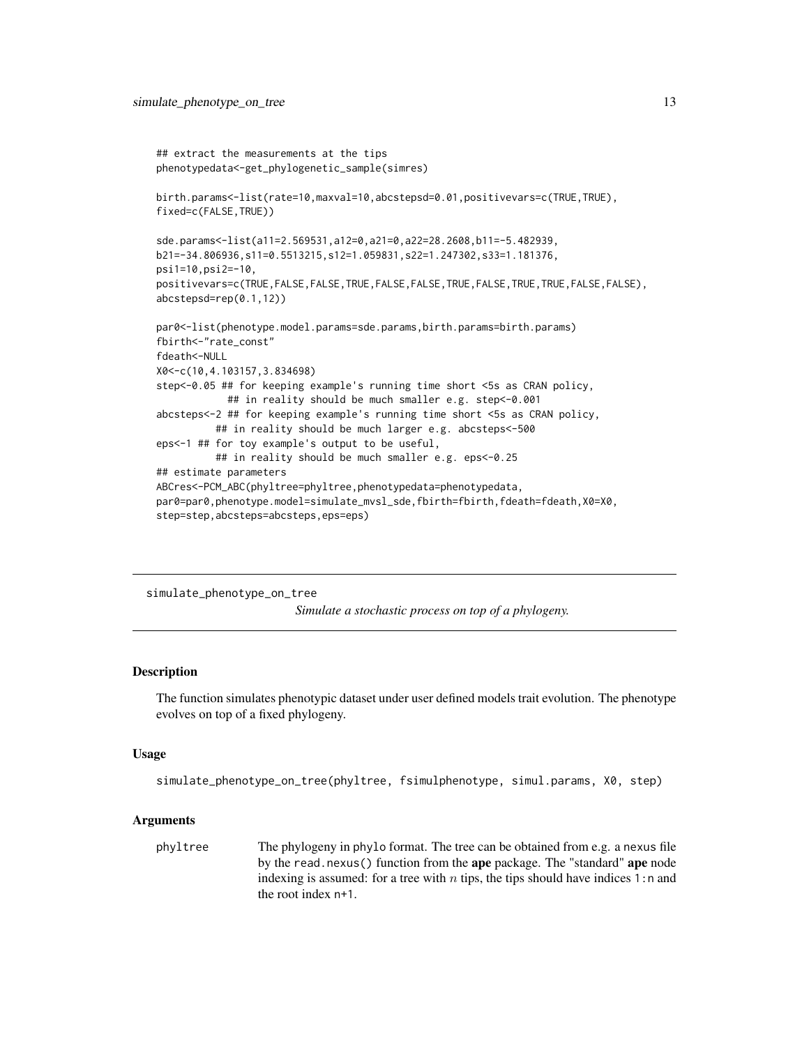```
## extract the measurements at the tips
phenotypedata<-get_phylogenetic_sample(simres)

birth.params<-list(rate=10,maxval=10,abcstepsd=0.01,positivevars=c(TRUE,TRUE),
fixed=c(FALSE,TRUE))

sde.params<-list(a11=2.569531,a12=0,a21=0,a22=28.2608,b11=-5.482939,
b21=-34.806936,s11=0.5513215,s12=1.059831,s22=1.247302,s33=1.181376,
psi1=10,psi2=-10,
positivevars=c(TRUE,FALSE,FALSE,TRUE,FALSE,FALSE,TRUE,FALSE,TRUE,TRUE,FALSE,FALSE),
abcstepsd=rep(0.1,12))

par0<-list(phenotype.model.params=sde.params,birth.params=birth.params)
fbirth<-"rate_const"
fdeath<-NULL
X0<-c(10,4.103157,3.834698)
step<-0.05 ## for keeping example's running time short <5s as CRAN policy,
           ## in reality should be much smaller e.g. step<-0.001
abcsteps<-2 ## for keeping example's running time short <5s as CRAN policy,
          ## in reality should be much larger e.g. abcsteps<-500
eps<-1 ## for toy example's output to be useful,
          ## in reality should be much smaller e.g. eps<-0.25
## estimate parameters
ABCres<-PCM_ABC(phyltree=phyltree,phenotypedata=phenotypedata,
par0=par0,phenotype.model=simulate_mvsl_sde,fbirth=fbirth,fdeath=fdeath,X0=X0,
step=step,abcsteps=abcsteps,eps=eps)
```

---

## simulate_phenotype_on_tree

*Simulate a stochastic process on top of a phylogeny.*

---

### Description

The function simulates phenotypic dataset under user defined models trait evolution. The phenotype evolves on top of a fixed phylogeny.

### Usage

```
simulate_phenotype_on_tree(phyltree, fsimulphenotype, simul.params, X0, step)
```

### Arguments

| | |
|---|---|
| `phyltree` | The phylogeny in `phylo` format. The tree can be obtained from e.g. a `nexus` file by the `read.nexus()` function from the **ape** package. The "standard" **ape** node indexing is assumed: for a tree with $n$ tips, the tips should have indices `1:n` and the root index `n+1`. |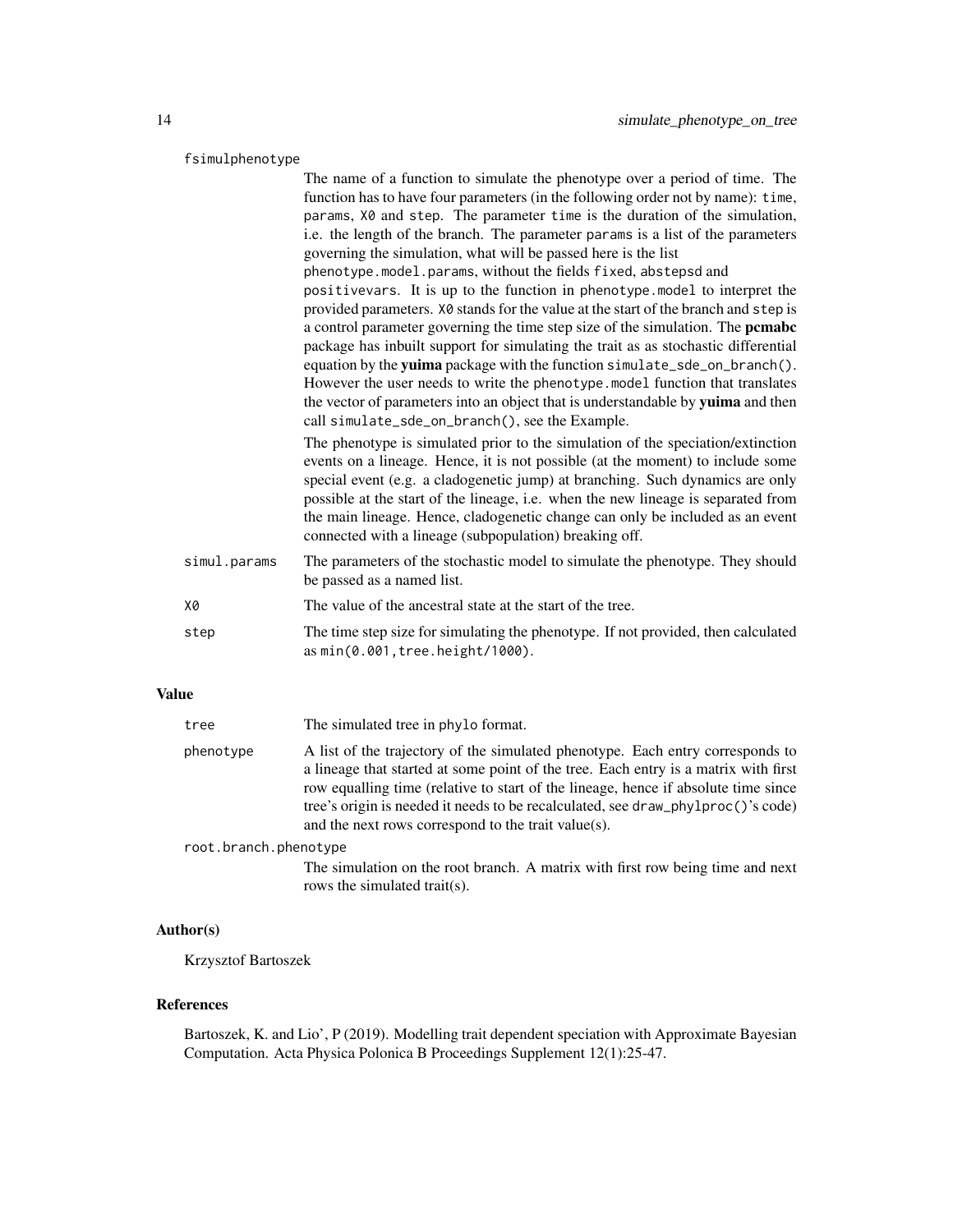fsimulphenotype

The name of a function to simulate the phenotype over a period of time. The function has to have four parameters (in the following order not by name): `time`, `params`, `X0` and `step`. The parameter `time` is the duration of the simulation, i.e. the length of the branch. The parameter `params` is a list of the parameters governing the simulation, what will be passed here is the list `phenotype.model.params`, without the fields `fixed`, `abstepsd` and `positivevars`. It is up to the function in `phenotype.model` to interpret the provided parameters. `X0` stands for the value at the start of the branch and `step` is a control parameter governing the time step size of the simulation. The **pcmabc** package has inbuilt support for simulating the trait as as stochastic differential equation by the **yuima** package with the function `simulate_sde_on_branch()`. However the user needs to write the `phenotype.model` function that translates the vector of parameters into an object that is understandable by **yuima** and then call `simulate_sde_on_branch()`, see the Example.

The phenotype is simulated prior to the simulation of the speciation/extinction events on a lineage. Hence, it is not possible (at the moment) to include some special event (e.g. a cladogenetic jump) at branching. Such dynamics are only possible at the start of the lineage, i.e. when the new lineage is separated from the main lineage. Hence, cladogenetic change can only be included as an event connected with a lineage (subpopulation) breaking off.

simul.params
The parameters of the stochastic model to simulate the phenotype. They should be passed as a named list.

X0
The value of the ancestral state at the start of the tree.

step
The time step size for simulating the phenotype. If not provided, then calculated as `min(0.001,tree.height/1000)`.

## Value

tree
The simulated tree in `phylo` format.

phenotype
A list of the trajectory of the simulated phenotype. Each entry corresponds to a lineage that started at some point of the tree. Each entry is a matrix with first row equalling time (relative to start of the lineage, hence if absolute time since tree's origin is needed it needs to be recalculated, see `draw_phylproc()`'s code) and the next rows correspond to the trait value(s).

root.branch.phenotype
The simulation on the root branch. A matrix with first row being time and next rows the simulated trait(s).

## Author(s)

Krzysztof Bartoszek

## References

Bartoszek, K. and Lio', P (2019). Modelling trait dependent speciation with Approximate Bayesian Computation. Acta Physica Polonica B Proceedings Supplement 12(1):25-47.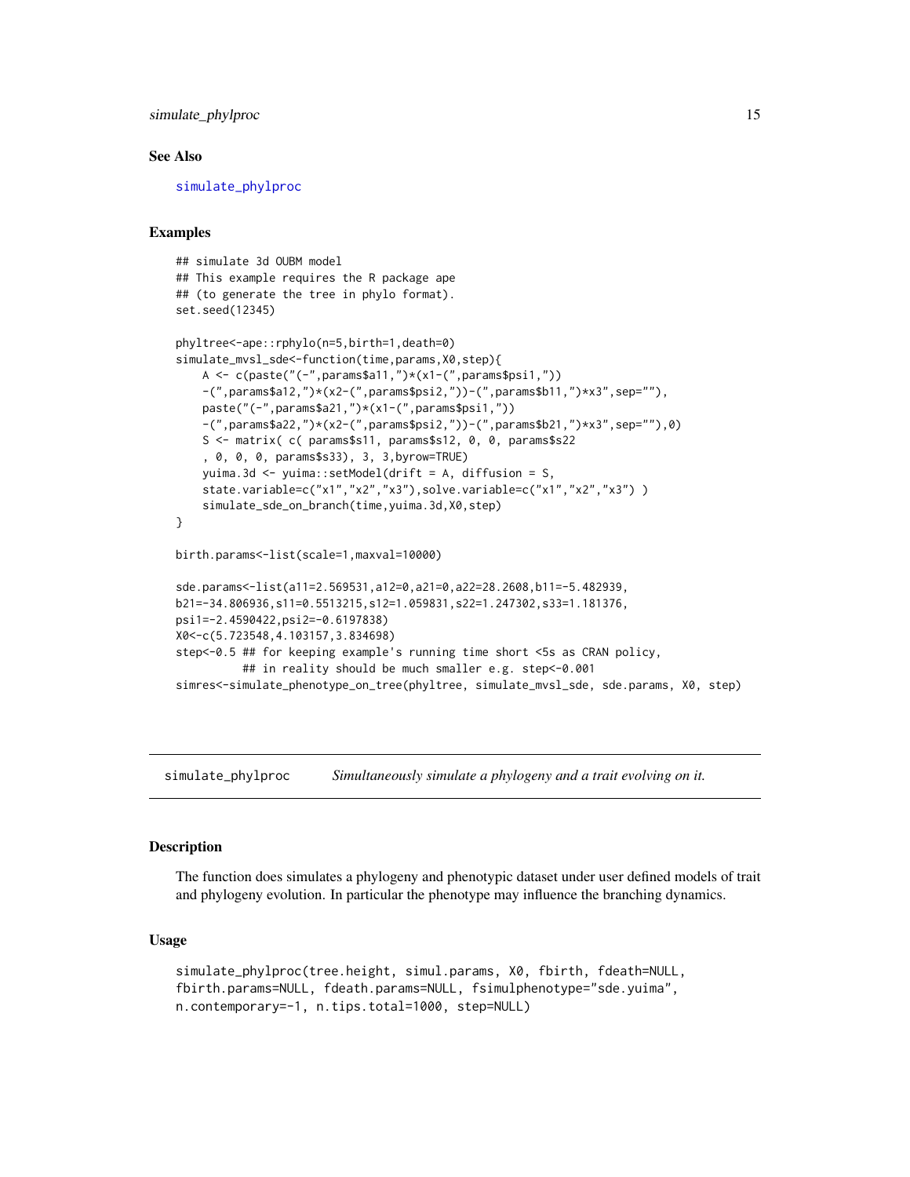### See Also

simulate_phylproc

### Examples

```
## simulate 3d OUBM model
## This example requires the R package ape
## (to generate the tree in phylo format).
set.seed(12345)

phyltree<-ape::rphylo(n=5,birth=1,death=0)
simulate_mvsl_sde<-function(time,params,X0,step){
    A <- c(paste("(-",params$a11,")*(x1-(",params$psi1,"))
    -(",params$a12,")*(x2-(",params$psi2,"))-(",params$b11,")*x3",sep=""),
    paste("(-",params$a21,")*(x1-(",params$psi1,"))
    -(",params$a22,")*(x2-(",params$psi2,"))-(",params$b21,")*x3",sep=""),0)
    S <- matrix( c( params$s11, params$s12, 0, 0, params$s22
    , 0, 0, 0, params$s33), 3, 3,byrow=TRUE)
    yuima.3d <- yuima::setModel(drift = A, diffusion = S,
    state.variable=c("x1","x2","x3"),solve.variable=c("x1","x2","x3") )
    simulate_sde_on_branch(time,yuima.3d,X0,step)
}

birth.params<-list(scale=1,maxval=10000)

sde.params<-list(a11=2.569531,a12=0,a21=0,a22=28.2608,b11=-5.482939,
b21=-34.806936,s11=0.5513215,s12=1.059831,s22=1.247302,s33=1.181376,
psi1=-2.4590422,psi2=-0.6197838)
X0<-c(5.723548,4.103157,3.834698)
step<-0.5 ## for keeping example's running time short <5s as CRAN policy,
          ## in reality should be much smaller e.g. step<-0.001
simres<-simulate_phenotype_on_tree(phyltree, simulate_mvsl_sde, sde.params, X0, step)
```

---

## simulate_phylproc *Simultaneously simulate a phylogeny and a trait evolving on it.*

### Description

The function does simulates a phylogeny and phenotypic dataset under user defined models of trait and phylogeny evolution. In particular the phenotype may influence the branching dynamics.

### Usage

```
simulate_phylproc(tree.height, simul.params, X0, fbirth, fdeath=NULL,
fbirth.params=NULL, fdeath.params=NULL, fsimulphenotype="sde.yuima",
n.contemporary=-1, n.tips.total=1000, step=NULL)
```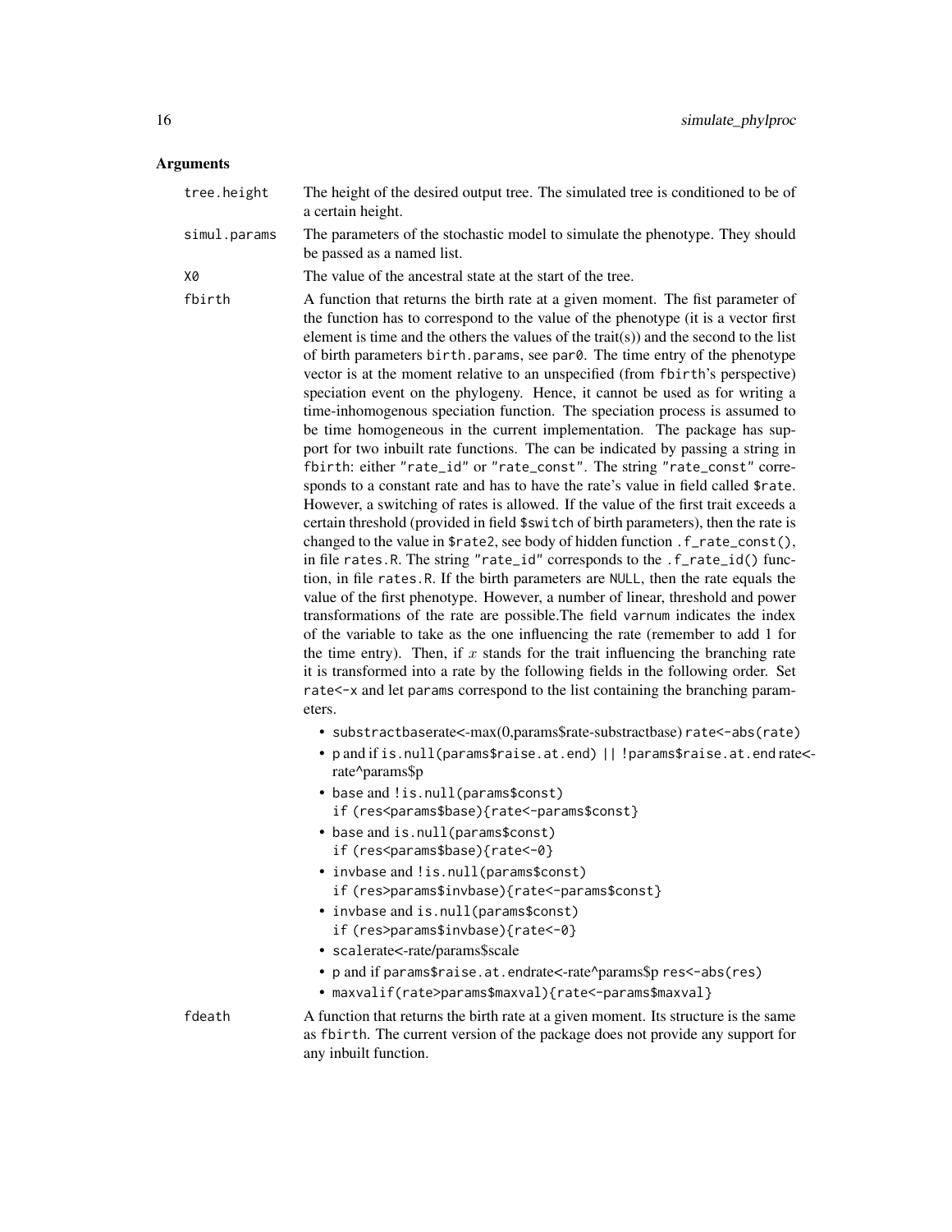## Arguments

**tree.height** The height of the desired output tree. The simulated tree is conditioned to be of a certain height.

**simul.params** The parameters of the stochastic model to simulate the phenotype. They should be passed as a named list.

**X0** The value of the ancestral state at the start of the tree.

**fbirth** A function that returns the birth rate at a given moment. The fist parameter of the function has to correspond to the value of the phenotype (it is a vector first element is time and the others the values of the trait(s)) and the second to the list of birth parameters `birth.params`, see `par0`. The time entry of the phenotype vector is at the moment relative to an unspecified (from `fbirth`'s perspective) speciation event on the phylogeny. Hence, it cannot be used as for writing a time-inhomogenous speciation function. The speciation process is assumed to be time homogeneous in the current implementation. The package has support for two inbuilt rate functions. The can be indicated by passing a string in `fbirth`: either `"rate_id"` or `"rate_const"`. The string `"rate_const"` corresponds to a constant rate and has to have the rate's value in field called `$rate`. However, a switching of rates is allowed. If the value of the first trait exceeds a certain threshold (provided in field `$switch` of birth parameters), then the rate is changed to the value in `$rate2`, see body of hidden function `.f_rate_const()`, in file `rates.R`. The string `"rate_id"` corresponds to the `.f_rate_id()` function, in file `rates.R`. If the birth parameters are `NULL`, then the rate equals the value of the first phenotype. However, a number of linear, threshold and power transformations of the rate are possible.The field `varnum` indicates the index of the variable to take as the one influencing the rate (remember to add 1 for the time entry). Then, if $x$ stands for the trait influencing the branching rate it is transformed into a rate by the following fields in the following order. Set `rate<-x` and let `params` correspond to the list containing the branching parameters.

- `substractbase`rate<-max(0,params$rate-substractbase) `rate<-abs(rate)`
- `p` and if `is.null(params$raise.at.end) || !params$raise.at.end` rate<-rate^params$p
- `base` and `!is.null(params$const)`
  `if (res<params$base){rate<-params$const}`
- `base` and `is.null(params$const)`
  `if (res<params$base){rate<-0}`
- `invbase` and `!is.null(params$const)`
  `if (res>params$invbase){rate<-params$const}`
- `invbase` and `is.null(params$const)`
  `if (res>params$invbase){rate<-0}`
- `scale`rate<-rate/params$scale
- `p` and if `params$raise.at.end`rate<-rate^params$p `res<-abs(res)`
- `maxval``if(rate>params$maxval){rate<-params$maxval}`

**fdeath** A function that returns the birth rate at a given moment. Its structure is the same as `fbirth`. The current version of the package does not provide any support for any inbuilt function.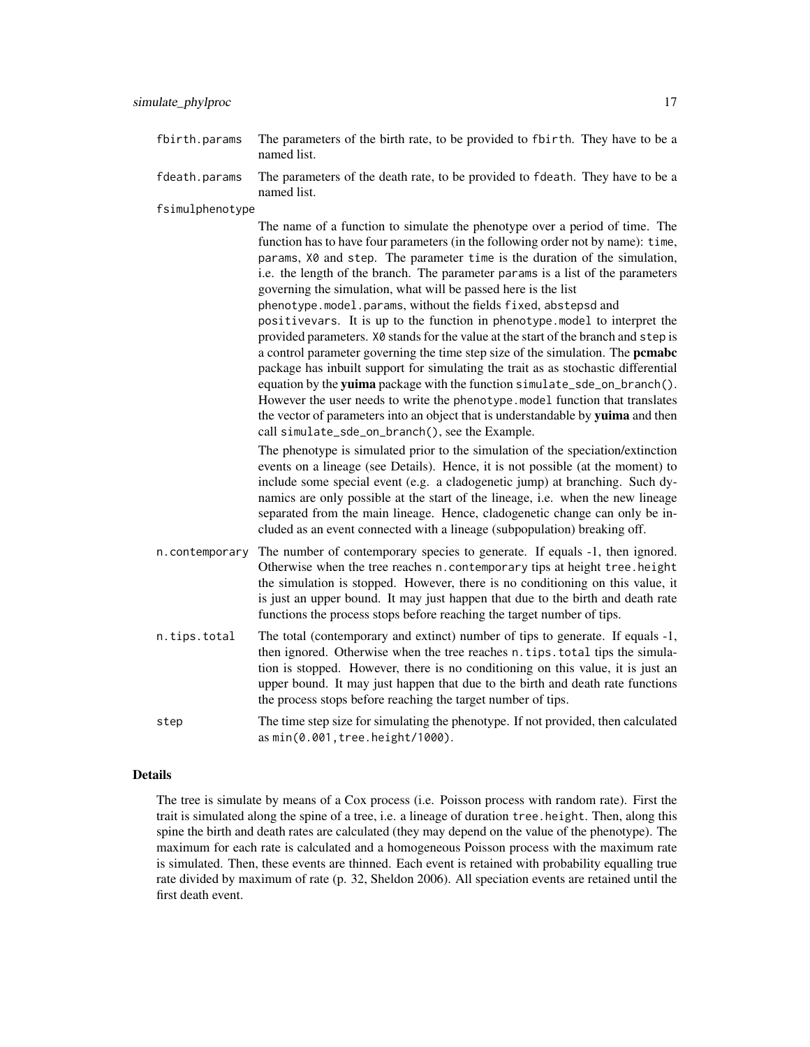fbirth.params
: The parameters of the birth rate, to be provided to fbirth. They have to be a named list.

fdeath.params
: The parameters of the death rate, to be provided to fdeath. They have to be a named list.

fsimulphenotype
: The name of a function to simulate the phenotype over a period of time. The function has to have four parameters (in the following order not by name): time, params, X0 and step. The parameter time is the duration of the simulation, i.e. the length of the branch. The parameter params is a list of the parameters governing the simulation, what will be passed here is the list phenotype.model.params, without the fields fixed, abstepsd and positivevars. It is up to the function in phenotype.model to interpret the provided parameters. X0 stands for the value at the start of the branch and step is a control parameter governing the time step size of the simulation. The **pcmabc** package has inbuilt support for simulating the trait as as stochastic differential equation by the **yuima** package with the function simulate_sde_on_branch(). However the user needs to write the phenotype.model function that translates the vector of parameters into an object that is understandable by **yuima** and then call simulate_sde_on_branch(), see the Example.

  The phenotype is simulated prior to the simulation of the speciation/extinction events on a lineage (see Details). Hence, it is not possible (at the moment) to include some special event (e.g. a cladogenetic jump) at branching. Such dynamics are only possible at the start of the lineage, i.e. when the new lineage separated from the main lineage. Hence, cladogenetic change can only be included as an event connected with a lineage (subpopulation) breaking off.

n.contemporary
: The number of contemporary species to generate. If equals -1, then ignored. Otherwise when the tree reaches n.contemporary tips at height tree.height the simulation is stopped. However, there is no conditioning on this value, it is just an upper bound. It may just happen that due to the birth and death rate functions the process stops before reaching the target number of tips.

n.tips.total
: The total (contemporary and extinct) number of tips to generate. If equals -1, then ignored. Otherwise when the tree reaches n.tips.total tips the simulation is stopped. However, there is no conditioning on this value, it is just an upper bound. It may just happen that due to the birth and death rate functions the process stops before reaching the target number of tips.

step
: The time step size for simulating the phenotype. If not provided, then calculated as min(0.001,tree.height/1000).

## Details

The tree is simulate by means of a Cox process (i.e. Poisson process with random rate). First the trait is simulated along the spine of a tree, i.e. a lineage of duration tree.height. Then, along this spine the birth and death rates are calculated (they may depend on the value of the phenotype). The maximum for each rate is calculated and a homogeneous Poisson process with the maximum rate is simulated. Then, these events are thinned. Each event is retained with probability equalling true rate divided by maximum of rate (p. 32, Sheldon 2006). All speciation events are retained until the first death event.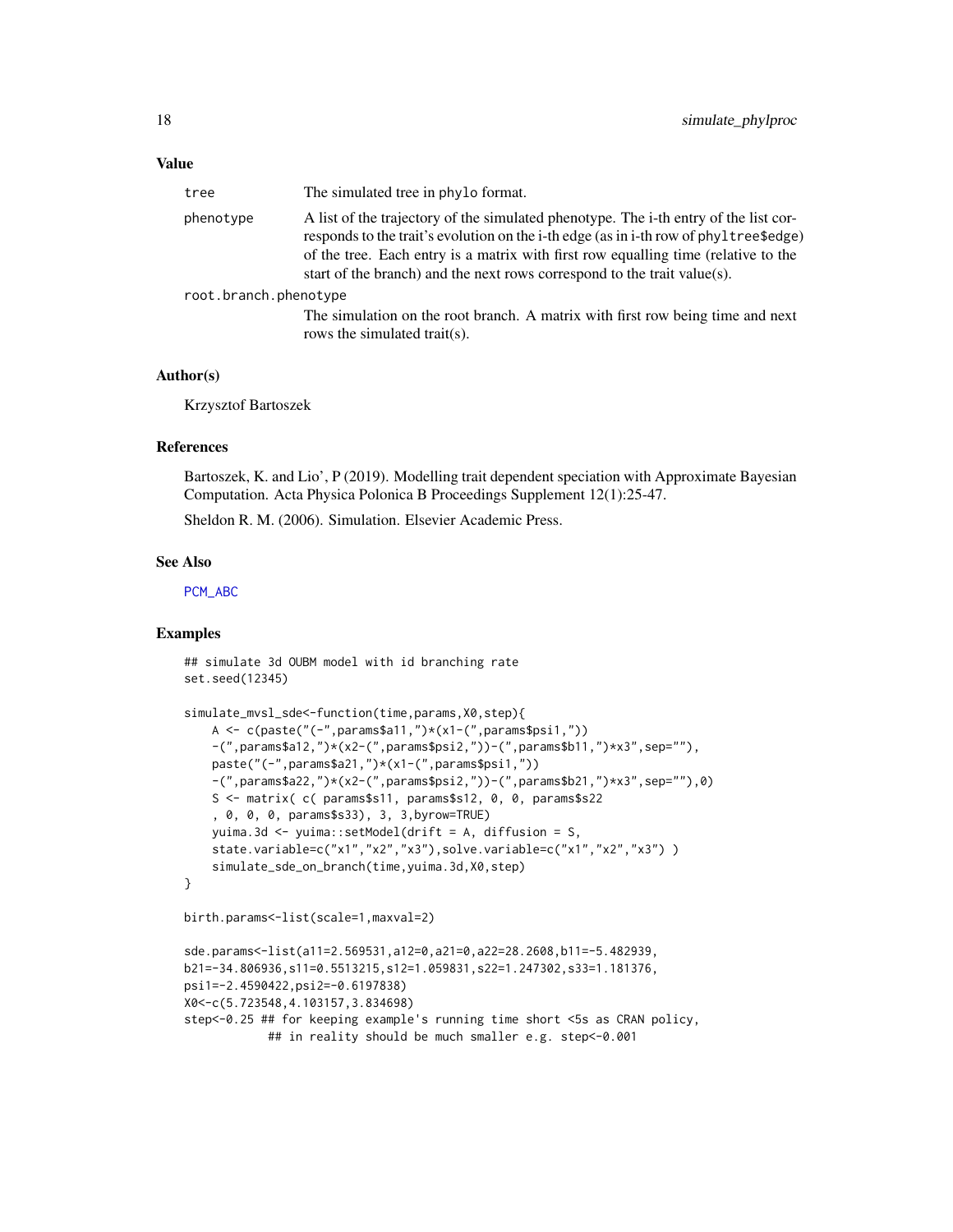## Value

| | |
|---|---|
| tree | The simulated tree in phylo format. |
| phenotype | A list of the trajectory of the simulated phenotype. The i-th entry of the list corresponds to the trait's evolution on the i-th edge (as in i-th row of phyltree$edge) of the tree. Each entry is a matrix with first row equalling time (relative to the start of the branch) and the next rows correspond to the trait value(s). |
| root.branch.phenotype | The simulation on the root branch. A matrix with first row being time and next rows the simulated trait(s). |

## Author(s)

Krzysztof Bartoszek

## References

Bartoszek, K. and Lio', P (2019). Modelling trait dependent speciation with Approximate Bayesian Computation. Acta Physica Polonica B Proceedings Supplement 12(1):25-47.

Sheldon R. M. (2006). Simulation. Elsevier Academic Press.

## See Also

PCM_ABC

## Examples

```
## simulate 3d OUBM model with id branching rate
set.seed(12345)

simulate_mvsl_sde<-function(time,params,X0,step){
    A <- c(paste("(-",params$a11,")*(x1-(",params$psi1,"))
    -(",params$a12,")*(x2-(",params$psi2,"))-(",params$b11,")*x3",sep=""),
    paste("(-",params$a21,")*(x1-(",params$psi1,"))
    -(",params$a22,")*(x2-(",params$psi2,"))-(",params$b21,")*x3",sep=""),0)
    S <- matrix( c( params$s11, params$s12, 0, 0, params$s22
    , 0, 0, 0, params$s33), 3, 3,byrow=TRUE)
    yuima.3d <- yuima::setModel(drift = A, diffusion = S,
    state.variable=c("x1","x2","x3"),solve.variable=c("x1","x2","x3") )
    simulate_sde_on_branch(time,yuima.3d,X0,step)
}

birth.params<-list(scale=1,maxval=2)

sde.params<-list(a11=2.569531,a12=0,a21=0,a22=28.2608,b11=-5.482939,
b21=-34.806936,s11=0.5513215,s12=1.059831,s22=1.247302,s33=1.181376,
psi1=-2.4590422,psi2=-0.6197838)
X0<-c(5.723548,4.103157,3.834698)
step<-0.25 ## for keeping example's running time short <5s as CRAN policy,
            ## in reality should be much smaller e.g. step<-0.001
```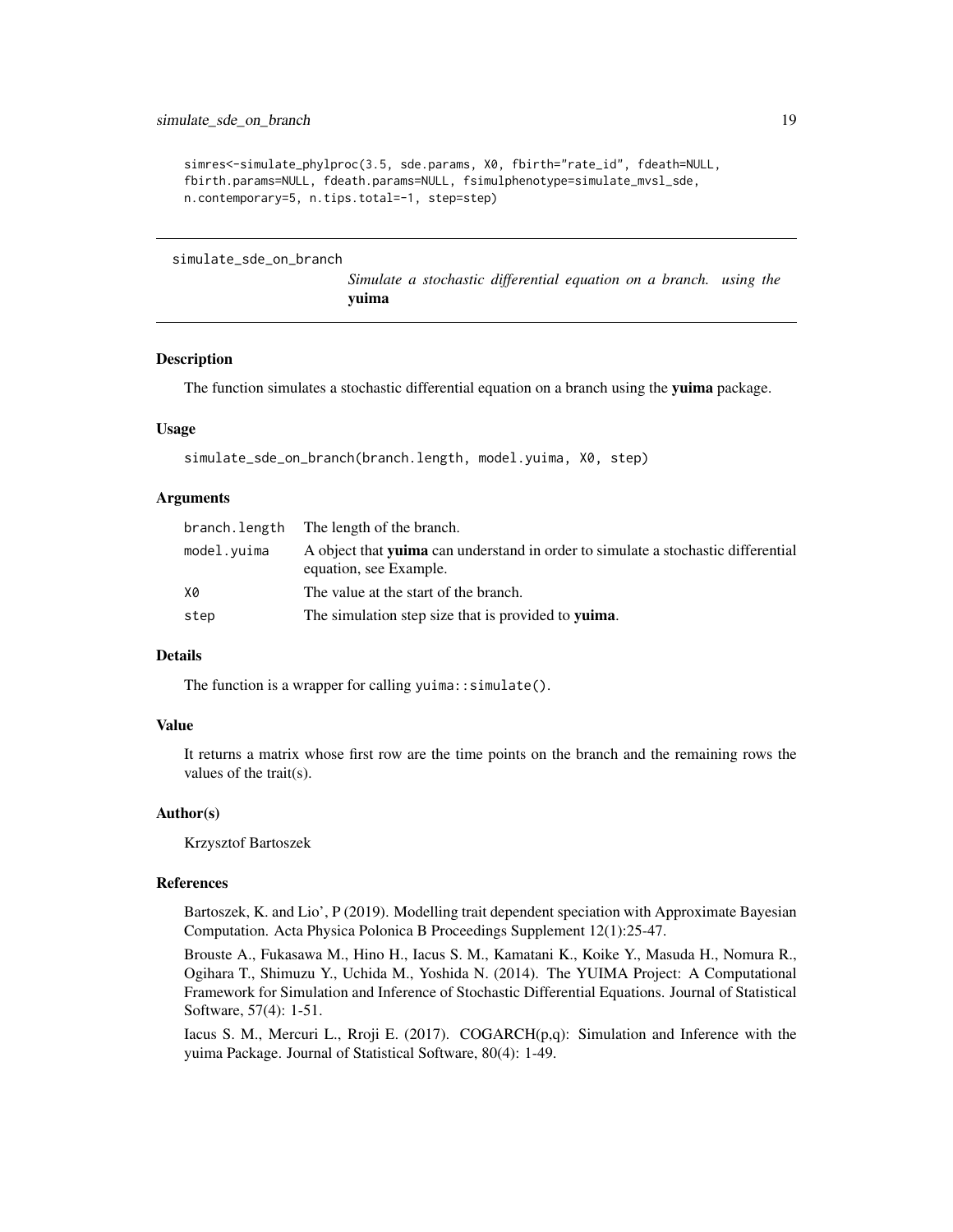```
simres<-simulate_phylproc(3.5, sde.params, X0, fbirth="rate_id", fdeath=NULL,
fbirth.params=NULL, fdeath.params=NULL, fsimulphenotype=simulate_mvsl_sde,
n.contemporary=5, n.tips.total=-1, step=step)
```

---

## simulate_sde_on_branch

*Simulate a stochastic differential equation on a branch. using the* **yuima**

### Description

The function simulates a stochastic differential equation on a branch using the **yuima** package.

### Usage

```
simulate_sde_on_branch(branch.length, model.yuima, X0, step)
```

### Arguments

| | |
|---|---|
| `branch.length` | The length of the branch. |
| `model.yuima` | A object that **yuima** can understand in order to simulate a stochastic differential equation, see Example. |
| `X0` | The value at the start of the branch. |
| `step` | The simulation step size that is provided to **yuima**. |

### Details

The function is a wrapper for calling `yuima::simulate()`.

### Value

It returns a matrix whose first row are the time points on the branch and the remaining rows the values of the trait(s).

### Author(s)

Krzysztof Bartoszek

### References

Bartoszek, K. and Lio', P (2019). Modelling trait dependent speciation with Approximate Bayesian Computation. Acta Physica Polonica B Proceedings Supplement 12(1):25-47.

Brouste A., Fukasawa M., Hino H., Iacus S. M., Kamatani K., Koike Y., Masuda H., Nomura R., Ogihara T., Shimuzu Y., Uchida M., Yoshida N. (2014). The YUIMA Project: A Computational Framework for Simulation and Inference of Stochastic Differential Equations. Journal of Statistical Software, 57(4): 1-51.

Iacus S. M., Mercuri L., Rroji E. (2017). COGARCH(p,q): Simulation and Inference with the yuima Package. Journal of Statistical Software, 80(4): 1-49.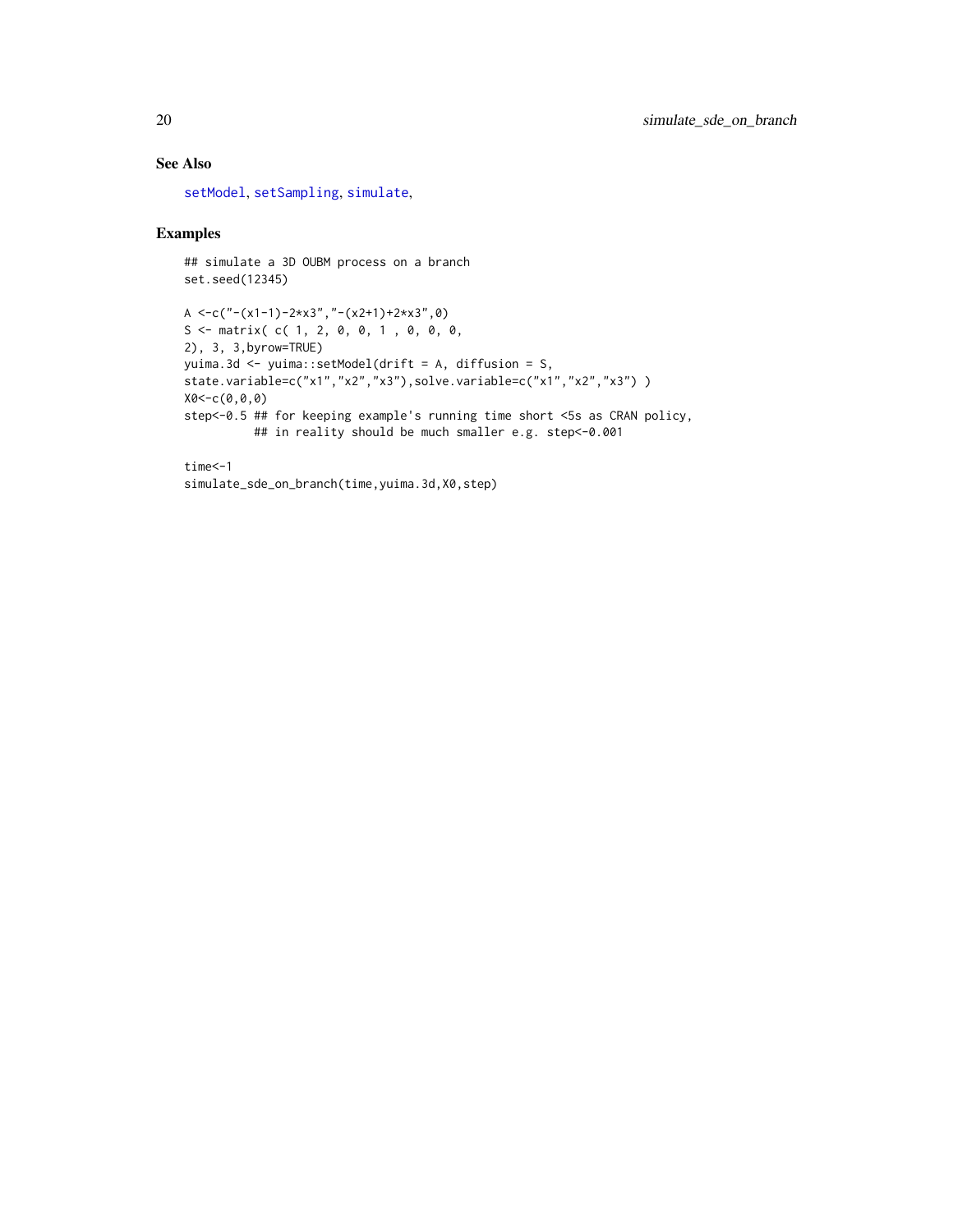## See Also

setModel, setSampling, simulate,

## Examples

```
## simulate a 3D OUBM process on a branch
set.seed(12345)

A <-c("-(x1-1)-2*x3","-(x2+1)+2*x3",0)
S <- matrix( c( 1, 2, 0, 0, 1 , 0, 0, 0,
2), 3, 3,byrow=TRUE)
yuima.3d <- yuima::setModel(drift = A, diffusion = S,
state.variable=c("x1","x2","x3"),solve.variable=c("x1","x2","x3") )
X0<-c(0,0,0)
step<-0.5 ## for keeping example's running time short <5s as CRAN policy,
          ## in reality should be much smaller e.g. step<-0.001

time<-1
simulate_sde_on_branch(time,yuima.3d,X0,step)
```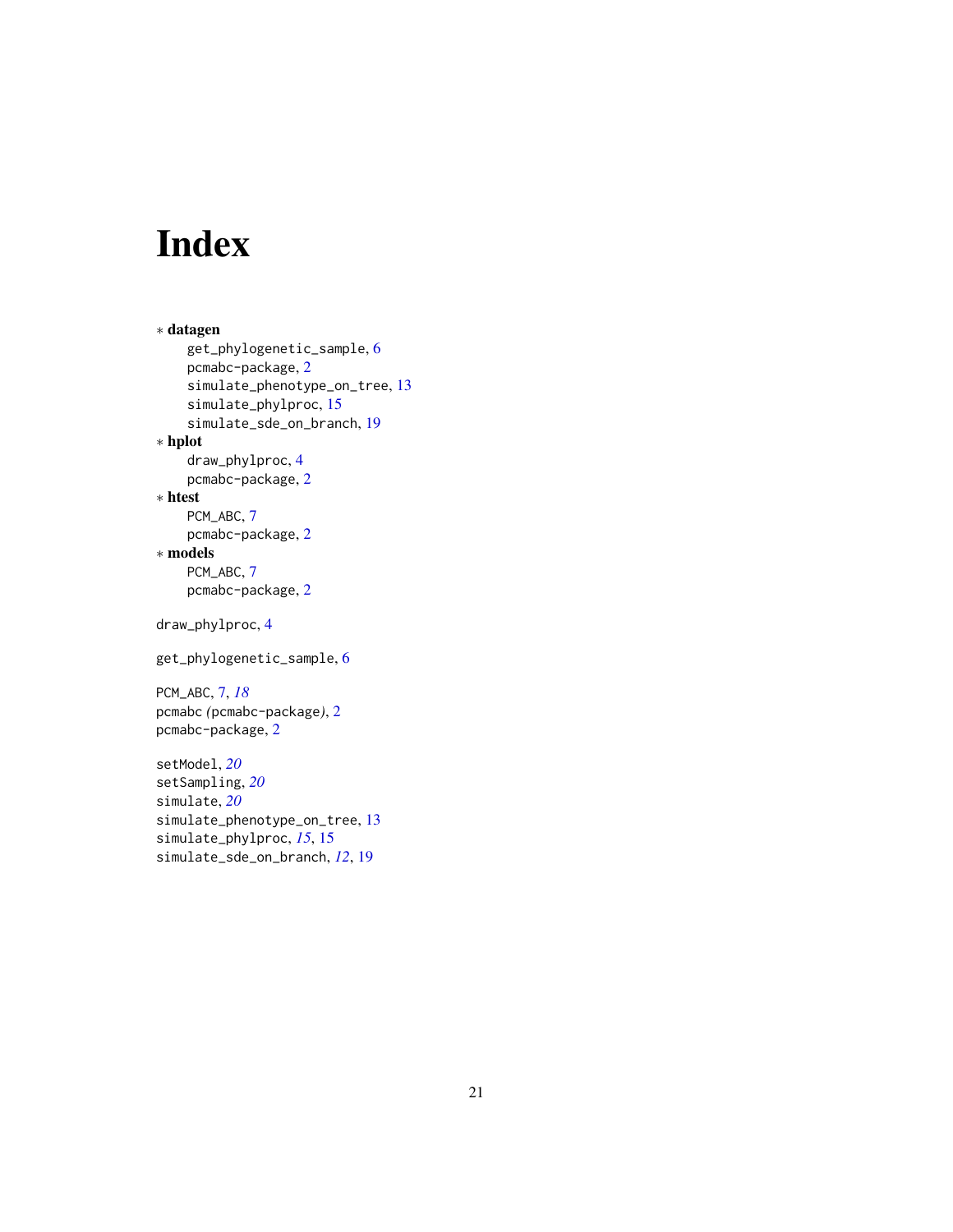# Index

∗ **datagen**
  get_phylogenetic_sample, 6
  pcmabc-package, 2
  simulate_phenotype_on_tree, 13
  simulate_phylproc, 15
  simulate_sde_on_branch, 19

∗ **hplot**
  draw_phylproc, 4
  pcmabc-package, 2

∗ **htest**
  PCM_ABC, 7
  pcmabc-package, 2

∗ **models**
  PCM_ABC, 7
  pcmabc-package, 2

draw_phylproc, 4

get_phylogenetic_sample, 6

PCM_ABC, 7, *18*
pcmabc *(*pcmabc-package*)*, 2
pcmabc-package, 2

setModel, *20*
setSampling, *20*
simulate, *20*
simulate_phenotype_on_tree, 13
simulate_phylproc, *15*, 15
simulate_sde_on_branch, *12*, 19